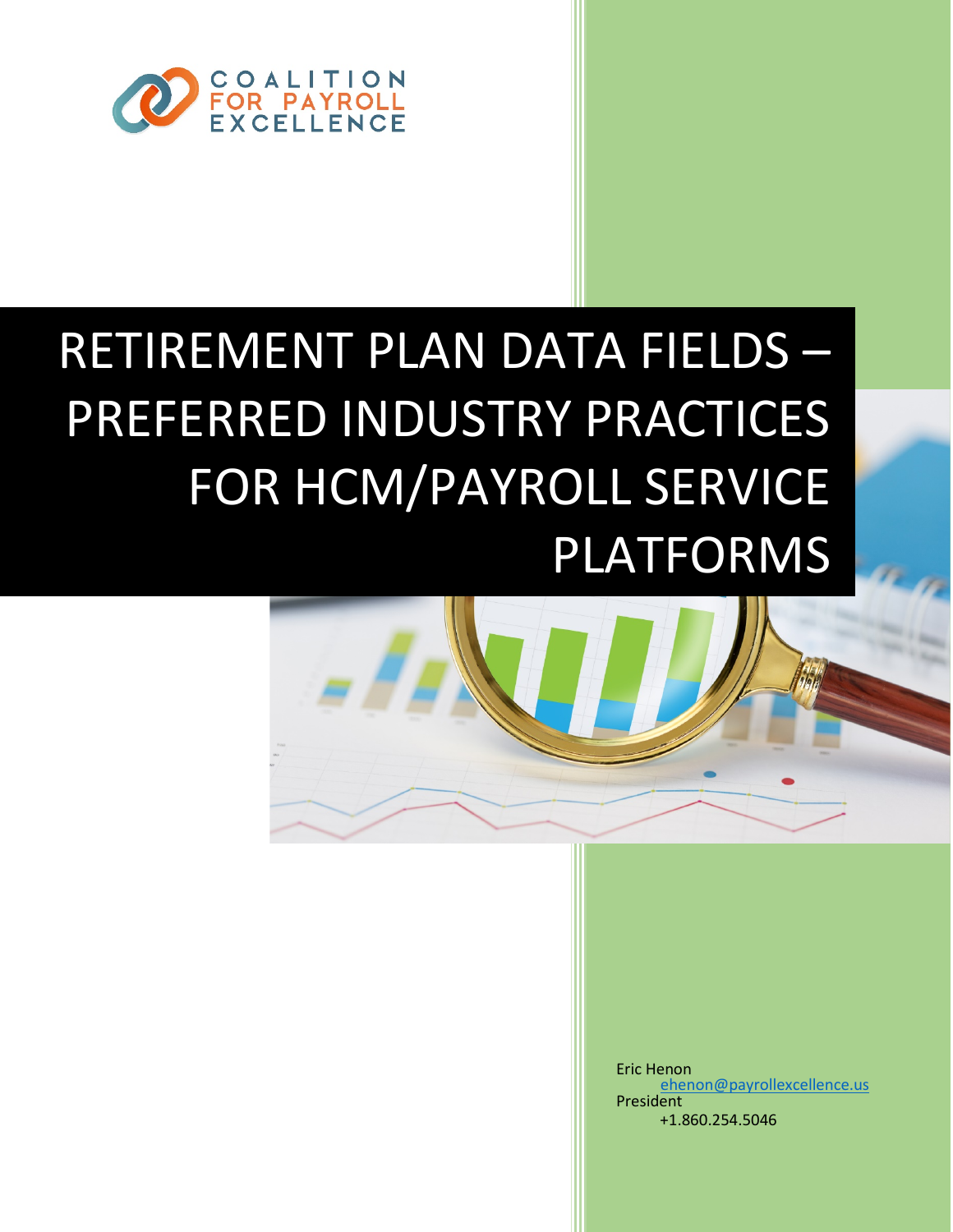COALITION FOR PAYROLL EXCELLENCE

# RETIREMENT PLAN DATA FIELDS – PREFERRED INDUSTRY PRACTICES FOR HCM/PAYROLL SERVICE PLATFORMS

Eric Henon
ehenon@payrollexcellence.us
President
+1.860.254.5046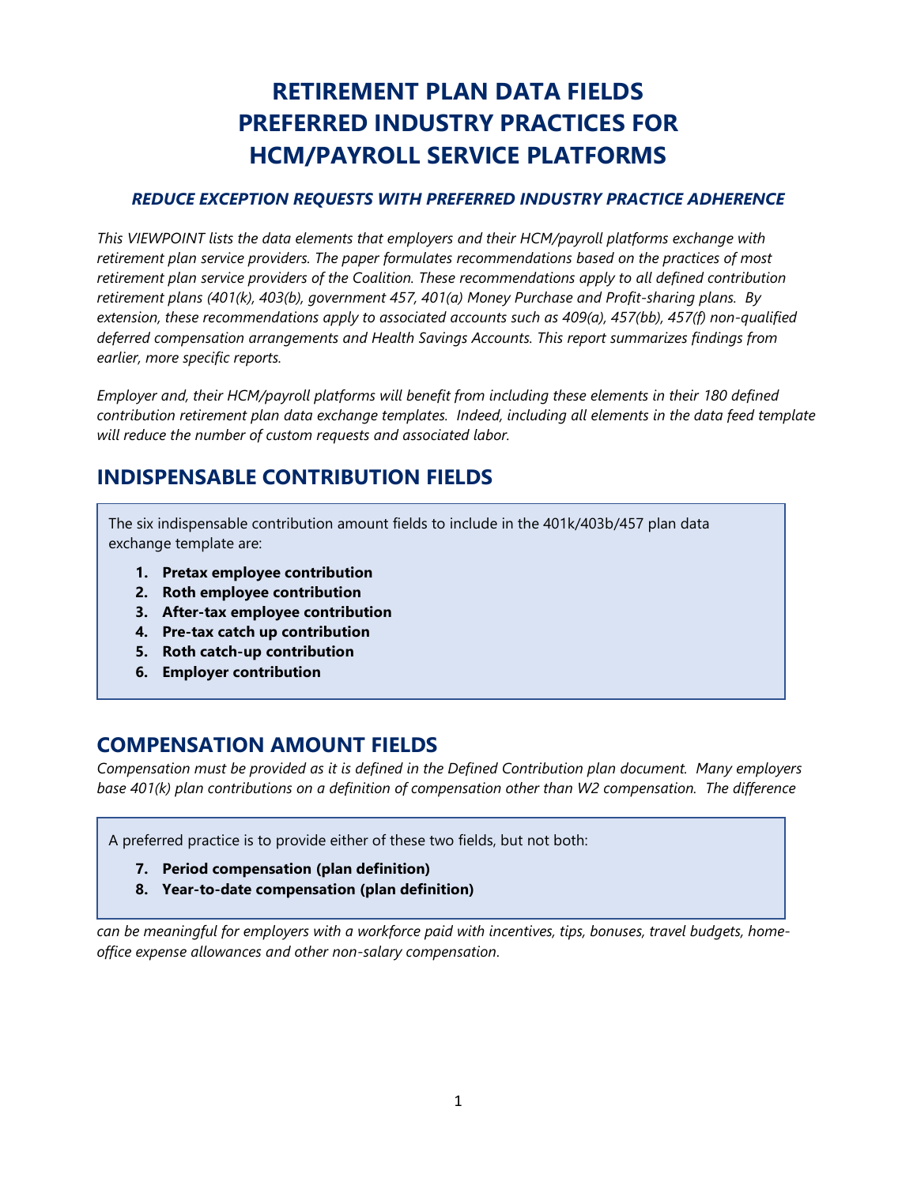# RETRIEMENT PLAN DATA FIELDS PREFERRED INDUSTRY PRACTICES FOR HCM/PAYROLL SERVICE PLATFORMS

### *REDUCE EXCEPTION REQUESTS WITH PREFERRED INDUSTRY PRACTICE ADHERENCE*

*This VIEWPOINT lists the data elements that employers and their HCM/payroll platforms exchange with retirement plan service providers. The paper formulates recommendations based on the practices of most retirement plan service providers of the Coalition. These recommendations apply to all defined contribution retirement plans (401(k), 403(b), government 457, 401(a) Money Purchase and Profit-sharing plans. By extension, these recommendations apply to associated accounts such as 409(a), 457(bb), 457(f) non-qualified deferred compensation arrangements and Health Savings Accounts. This report summarizes findings from earlier, more specific reports.*

*Employer and, their HCM/payroll platforms will benefit from including these elements in their 180 defined contribution retirement plan data exchange templates. Indeed, including all elements in the data feed template will reduce the number of custom requests and associated labor.*

## INDISPENSABLE CONTRIBUTION FIELDS

The six indispensable contribution amount fields to include in the 401k/403b/457 plan data exchange template are:

1. **Pretax employee contribution**
2. **Roth employee contribution**
3. **After-tax employee contribution**
4. **Pre-tax catch up contribution**
5. **Roth catch-up contribution**
6. **Employer contribution**

## COMPENSATION AMOUNT FIELDS

*Compensation must be provided as it is defined in the Defined Contribution plan document. Many employers base 401(k) plan contributions on a definition of compensation other than W2 compensation. The difference can be meaningful for employers with a workforce paid with incentives, tips, bonuses, travel budgets, home-office expense allowances and other non-salary compensation.*

A preferred practice is to provide either of these two fields, but not both:

7. **Period compensation (plan definition)**
8. **Year-to-date compensation (plan definition)**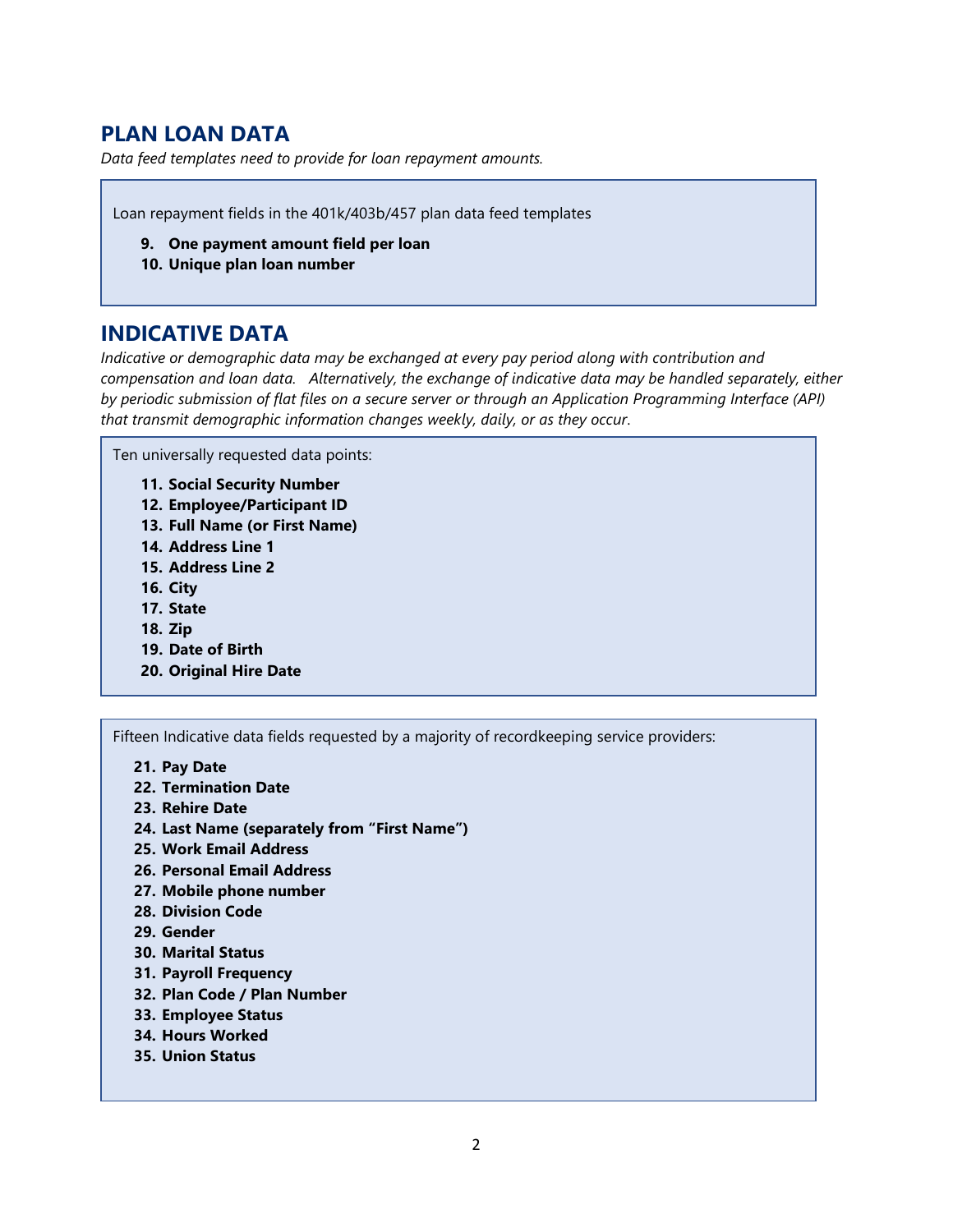## PLAN LOAN DATA

*Data feed templates need to provide for loan repayment amounts.*

Loan repayment fields in the 401k/403b/457 plan data feed templates

9. **One payment amount field per loan**
10. **Unique plan loan number**

## INDICATIVE DATA

*Indicative or demographic data may be exchanged at every pay period along with contribution and compensation and loan data. Alternatively, the exchange of indicative data may be handled separately, either by periodic submission of flat files on a secure server or through an Application Programming Interface (API) that transmit demographic information changes weekly, daily, or as they occur.*

Ten universally requested data points:

11. **Social Security Number**
12. **Employee/Participant ID**
13. **Full Name (or First Name)**
14. **Address Line 1**
15. **Address Line 2**
16. **City**
17. **State**
18. **Zip**
19. **Date of Birth**
20. **Original Hire Date**

Fifteen Indicative data fields requested by a majority of recordkeeping service providers:

21. **Pay Date**
22. **Termination Date**
23. **Rehire Date**
24. **Last Name (separately from "First Name")**
25. **Work Email Address**
26. **Personal Email Address**
27. **Mobile phone number**
28. **Division Code**
29. **Gender**
30. **Marital Status**
31. **Payroll Frequency**
32. **Plan Code / Plan Number**
33. **Employee Status**
34. **Hours Worked**
35. **Union Status**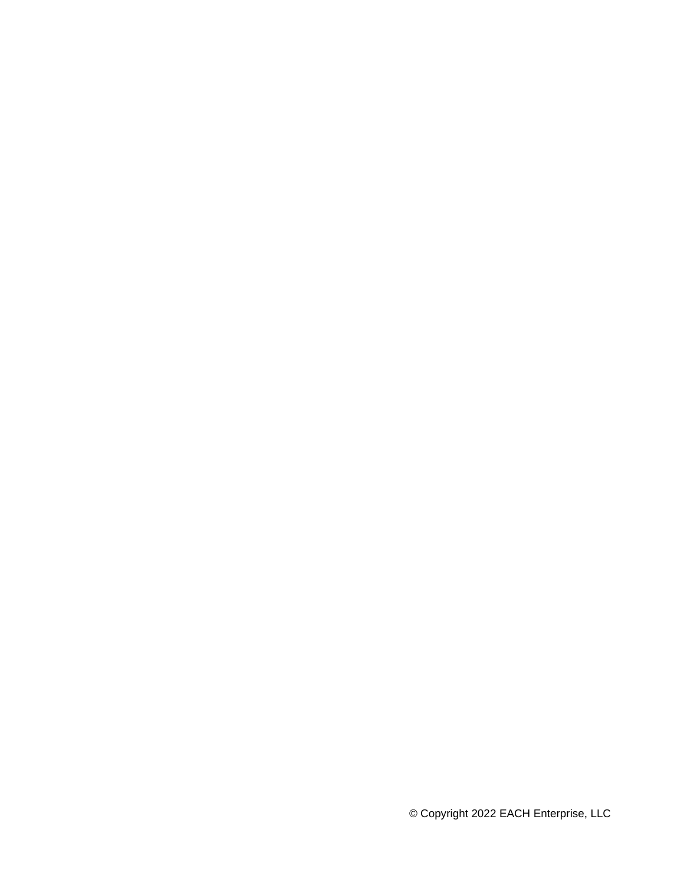© Copyright 2022 EACH Enterprise, LLC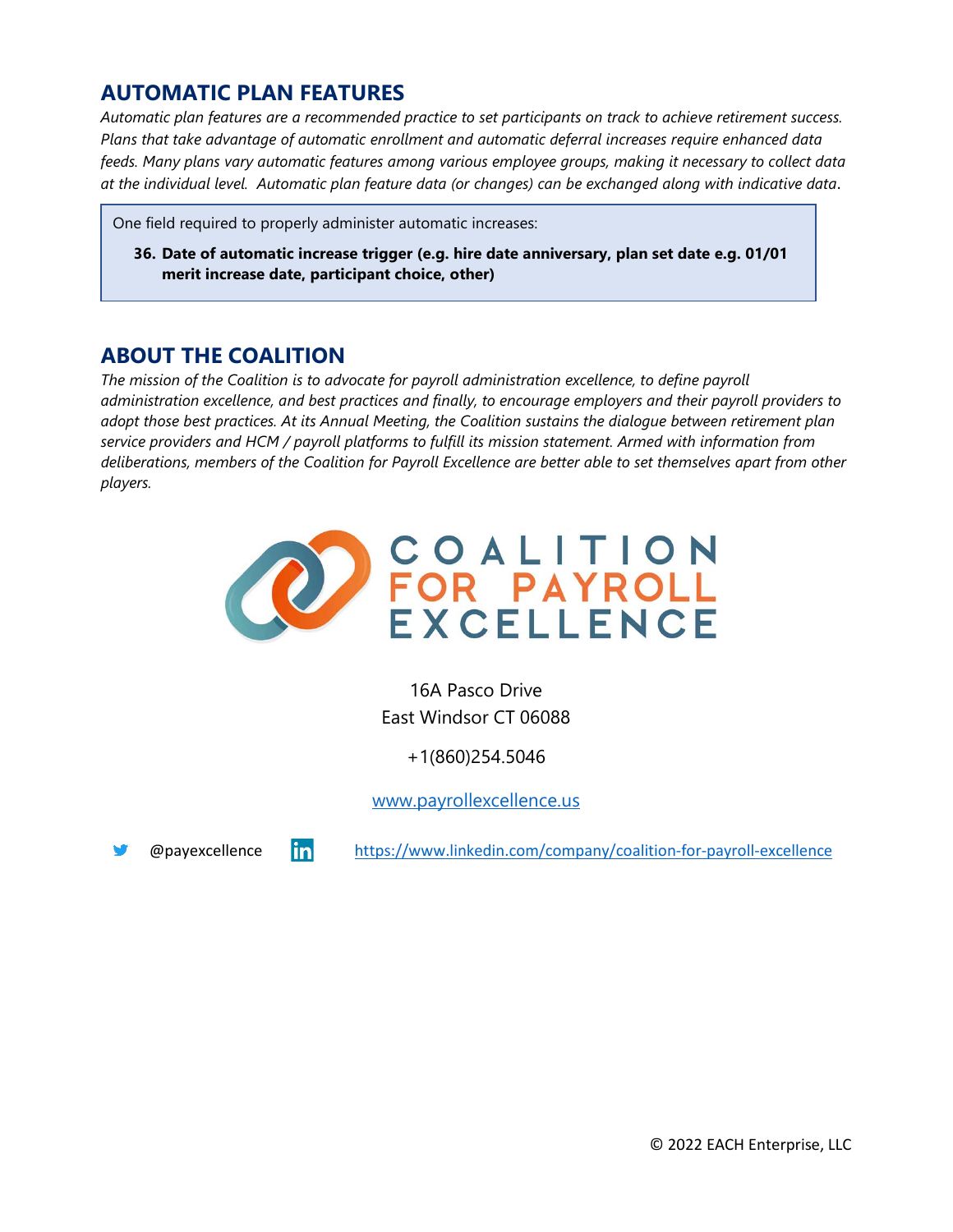## AUTOMATIC PLAN FEATURES

*Automatic plan features are a recommended practice to set participants on track to achieve retirement success. Plans that take advantage of automatic enrollment and automatic deferral increases require enhanced data feeds. Many plans vary automatic features among various employee groups, making it necessary to collect data at the individual level. Automatic plan feature data (or changes) can be exchanged along with indicative data.*

One field required to properly administer automatic increases:

36. **Date of automatic increase trigger (e.g. hire date anniversary, plan set date e.g. 01/01 merit increase date, participant choice, other)**

## ABOUT THE COALITION

*The mission of the Coalition is to advocate for payroll administration excellence, to define payroll administration excellence, and best practices and finally, to encourage employers and their payroll providers to adopt those best practices. At its Annual Meeting, the Coalition sustains the dialogue between retirement plan service providers and HCM / payroll platforms to fulfill its mission statement. Armed with information from deliberations, members of the Coalition for Payroll Excellence are better able to set themselves apart from other players.*

COALITION FOR PAYROLL EXCELLENCE

16A Pasco Drive
East Windsor CT 06088

+1(860)254.5046

www.payrollexcellence.us

@payexcellence https://www.linkedin.com/company/coalition-for-payroll-excellence

© 2022 EACH Enterprise, LLC